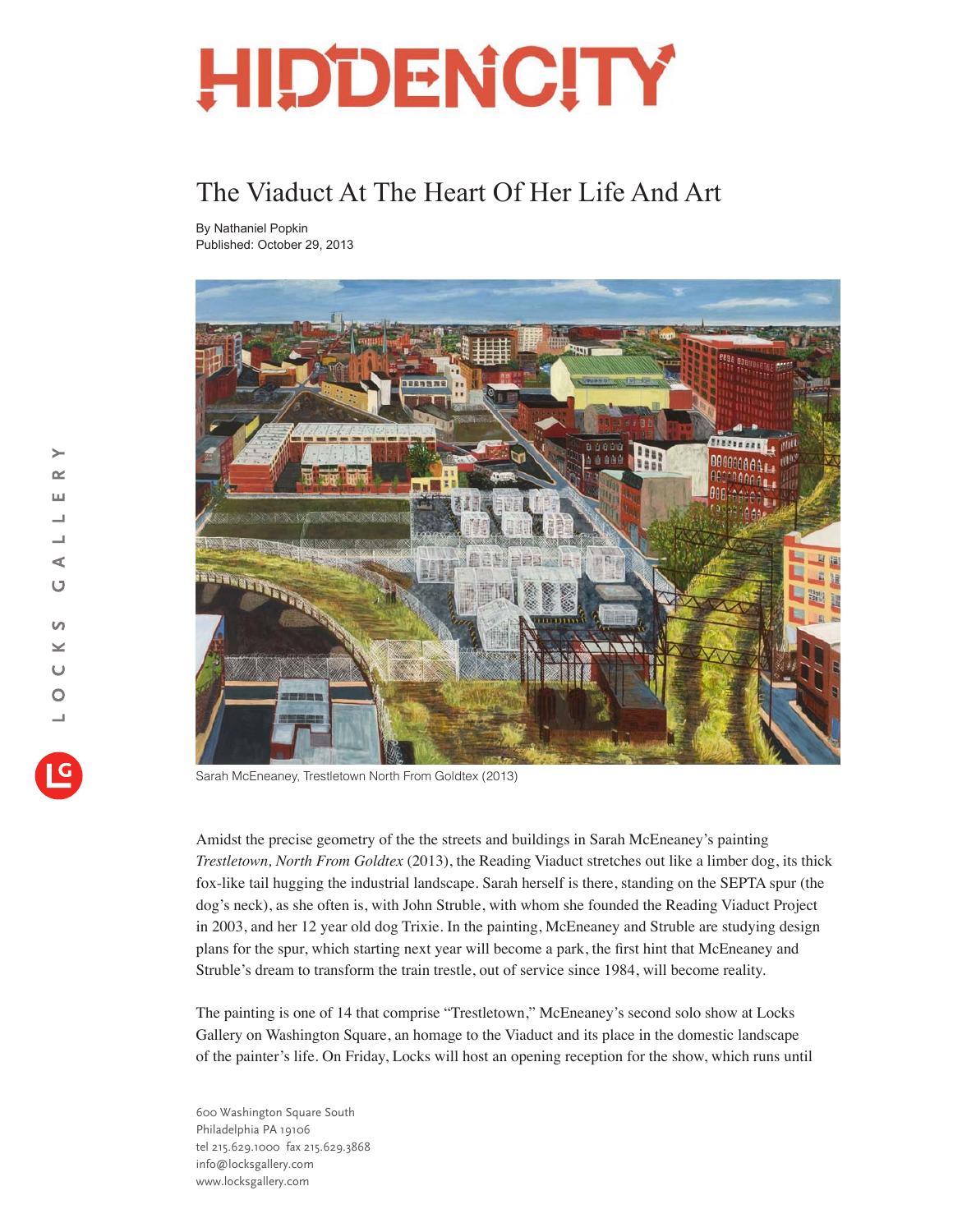# HIDDENCITY

## The Viaduct At The Heart Of Her Life And Art

By Nathaniel Popkin
Published: October 29, 2013

Sarah McEneaney, Trestletown North From Goldtex (2013)

Amidst the precise geometry of the the streets and buildings in Sarah McEneaney's painting *Trestletown, North From Goldtex* (2013), the Reading Viaduct stretches out like a limber dog, its thick fox-like tail hugging the industrial landscape. Sarah herself is there, standing on the SEPTA spur (the dog's neck), as she often is, with John Struble, with whom she founded the Reading Viaduct Project in 2003, and her 12 year old dog Trixie. In the painting, McEneaney and Struble are studying design plans for the spur, which starting next year will become a park, the first hint that McEneaney and Struble's dream to transform the train trestle, out of service since 1984, will become reality.

The painting is one of 14 that comprise "Trestletown," McEneaney's second solo show at Locks Gallery on Washington Square, an homage to the Viaduct and its place in the domestic landscape of the painter's life. On Friday, Locks will host an opening reception for the show, which runs until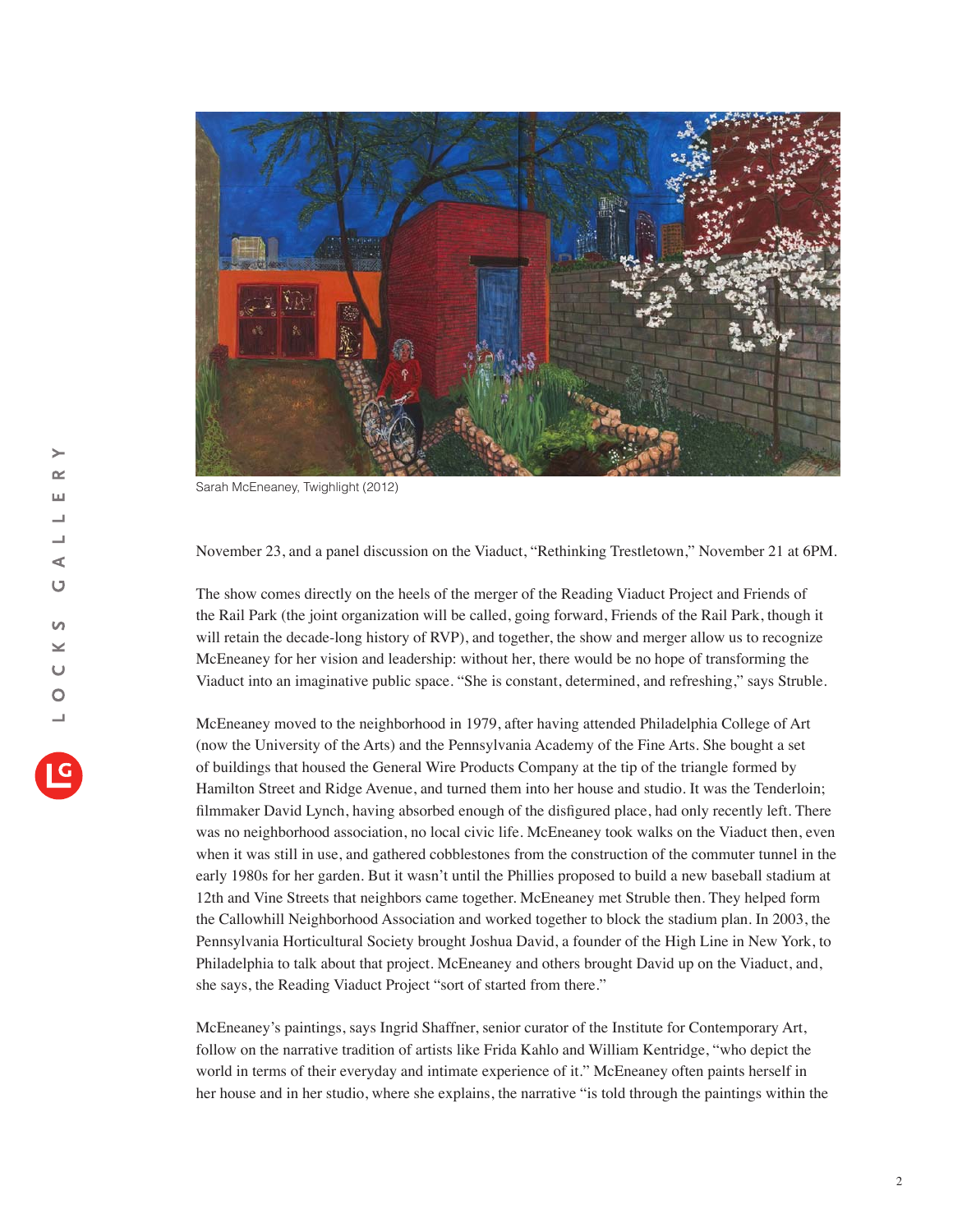Sarah McEneaney, Twighlight (2012)

November 23, and a panel discussion on the Viaduct, “Rethinking Trestletown,” November 21 at 6PM.

The show comes directly on the heels of the merger of the Reading Viaduct Project and Friends of the Rail Park (the joint organization will be called, going forward, Friends of the Rail Park, though it will retain the decade-long history of RVP), and together, the show and merger allow us to recognize McEneaney for her vision and leadership: without her, there would be no hope of transforming the Viaduct into an imaginative public space. “She is constant, determined, and refreshing,” says Struble.

McEneaney moved to the neighborhood in 1979, after having attended Philadelphia College of Art (now the University of the Arts) and the Pennsylvania Academy of the Fine Arts. She bought a set of buildings that housed the General Wire Products Company at the tip of the triangle formed by Hamilton Street and Ridge Avenue, and turned them into her house and studio. It was the Tenderloin; filmmaker David Lynch, having absorbed enough of the disfigured place, had only recently left. There was no neighborhood association, no local civic life. McEneaney took walks on the Viaduct then, even when it was still in use, and gathered cobblestones from the construction of the commuter tunnel in the early 1980s for her garden. But it wasn’t until the Phillies proposed to build a new baseball stadium at 12th and Vine Streets that neighbors came together. McEneaney met Struble then. They helped form the Callowhill Neighborhood Association and worked together to block the stadium plan. In 2003, the Pennsylvania Horticultural Society brought Joshua David, a founder of the High Line in New York, to Philadelphia to talk about that project. McEneaney and others brought David up on the Viaduct, and, she says, the Reading Viaduct Project “sort of started from there.”

McEneaney’s paintings, says Ingrid Shaffner, senior curator of the Institute for Contemporary Art, follow on the narrative tradition of artists like Frida Kahlo and William Kentridge, “who depict the world in terms of their everyday and intimate experience of it.” McEneaney often paints herself in her house and in her studio, where she explains, the narrative “is told through the paintings within the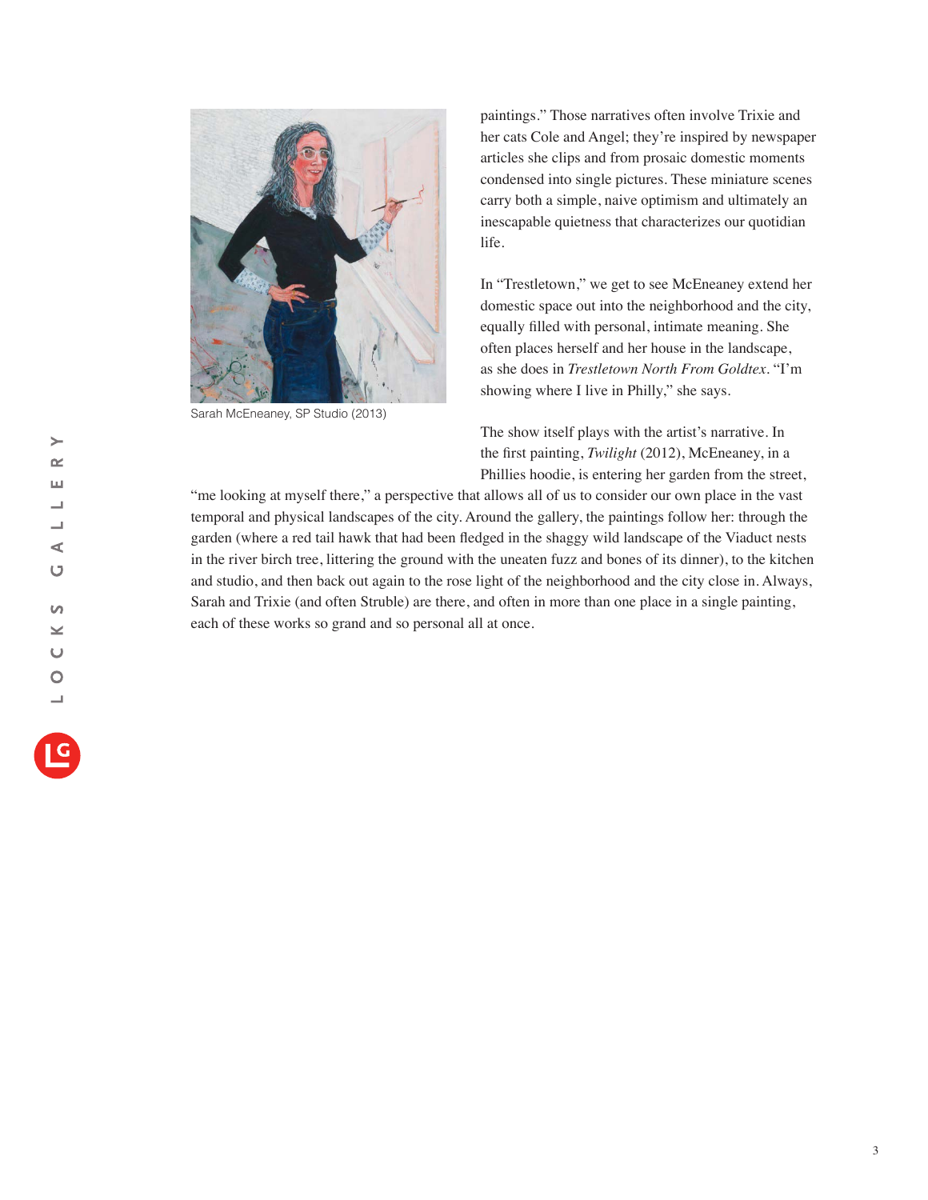Sarah McEneaney, SP Studio (2013)

paintings." Those narratives often involve Trixie and her cats Cole and Angel; they're inspired by newspaper articles she clips and from prosaic domestic moments condensed into single pictures. These miniature scenes carry both a simple, naive optimism and ultimately an inescapable quietness that characterizes our quotidian life.

In "Trestletown," we get to see McEneaney extend her domestic space out into the neighborhood and the city, equally filled with personal, intimate meaning. She often places herself and her house in the landscape, as she does in *Trestletown North From Goldtex*. "I'm showing where I live in Philly," she says.

The show itself plays with the artist's narrative. In the first painting, *Twilight* (2012), McEneaney, in a Phillies hoodie, is entering her garden from the street, "me looking at myself there," a perspective that allows all of us to consider our own place in the vast temporal and physical landscapes of the city. Around the gallery, the paintings follow her: through the garden (where a red tail hawk that had been fledged in the shaggy wild landscape of the Viaduct nests in the river birch tree, littering the ground with the uneaten fuzz and bones of its dinner), to the kitchen and studio, and then back out again to the rose light of the neighborhood and the city close in. Always, Sarah and Trixie (and often Struble) are there, and often in more than one place in a single painting, each of these works so grand and so personal all at once.